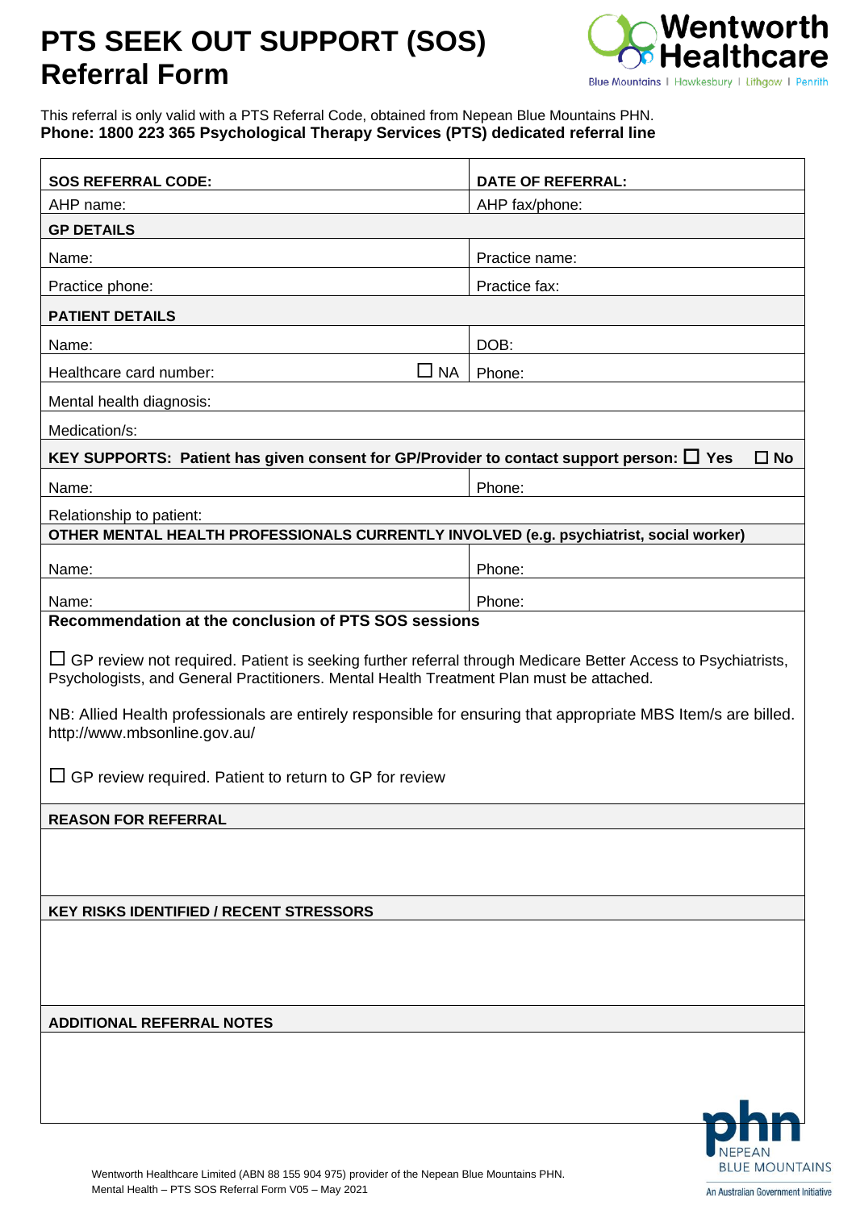# PTS SEEK OUT SUPPORT (SOS) Referral Form

Wentworth Healthcare
Blue Mountains | Hawkesbury | Lithgow | Penrith

This referral is only valid with a PTS Referral Code, obtained from Nepean Blue Mountains PHN.
**Phone: 1800 223 365 Psychological Therapy Services (PTS) dedicated referral line**

| **SOS REFERRAL CODE:** | **DATE OF REFERRAL:** |
|---|---|
| AHP name: | AHP fax/phone: |
| **GP DETAILS** | |
| Name: | Practice name: |
| Practice phone: | Practice fax: |
| **PATIENT DETAILS** | |
| Name: | DOB: |
| Healthcare card number: ☐ NA | Phone: |
| Mental health diagnosis: | |
| Medication/s: | |
| **KEY SUPPORTS: Patient has given consent for GP/Provider to contact support person: ☐ Yes ☐ No** | |
| Name: | Phone: |
| Relationship to patient: | |
| **OTHER MENTAL HEALTH PROFESSIONALS CURRENTLY INVOLVED (e.g. psychiatrist, social worker)** | |
| Name: | Phone: |
| Name: | Phone: |

**Recommendation at the conclusion of PTS SOS sessions**

☐ GP review not required. Patient is seeking further referral through Medicare Better Access to Psychiatrists, Psychologists, and General Practitioners. Mental Health Treatment Plan must be attached.

NB: Allied Health professionals are entirely responsible for ensuring that appropriate MBS Item/s are billed. http://www.mbsonline.gov.au/

☐ GP review required. Patient to return to GP for review

**REASON FOR REFERRAL**

**KEY RISKS IDENTIFIED / RECENT STRESSORS**

**ADDITIONAL REFERRAL NOTES**

Wentworth Healthcare Limited (ABN 88 155 904 975) provider of the Nepean Blue Mountains PHN.
Mental Health – PTS SOS Referral Form V05 – May 2021

phn NEPEAN BLUE MOUNTAINS
An Australian Government Initiative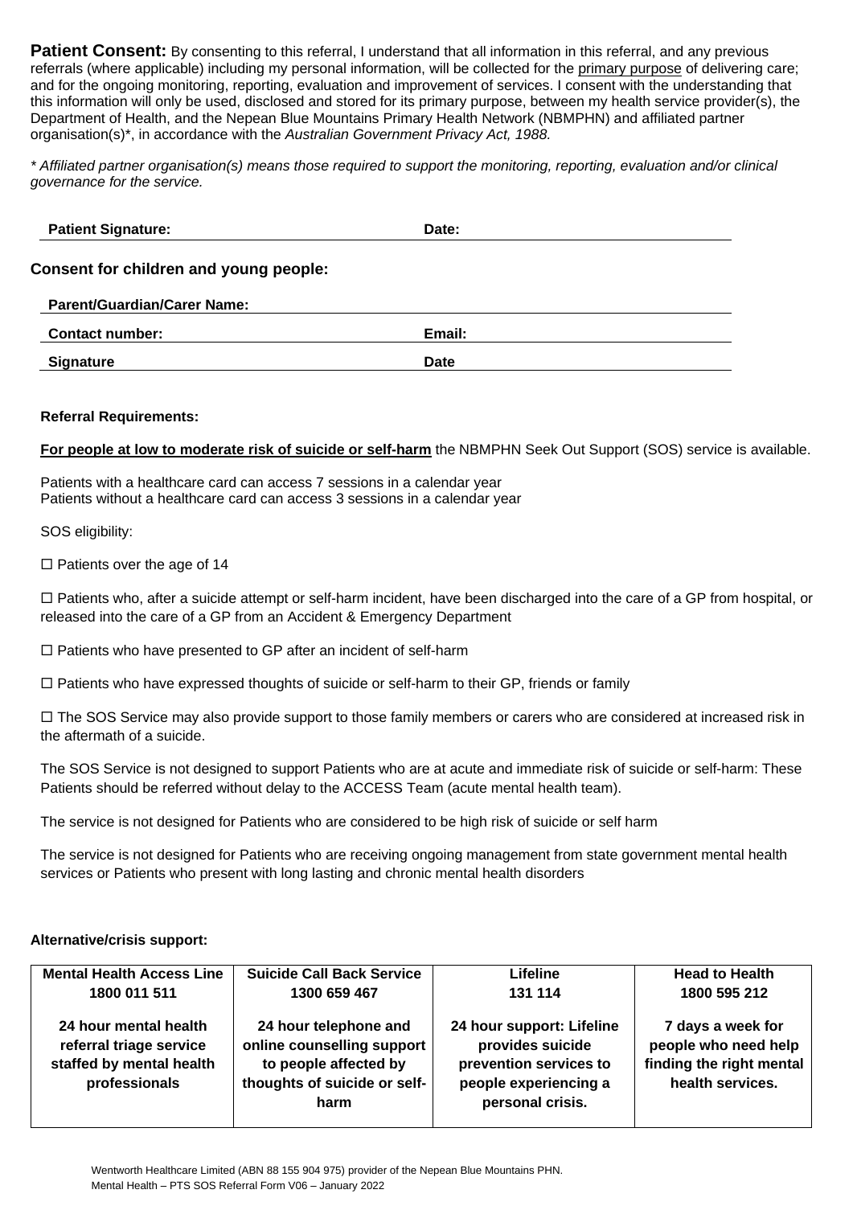**Patient Consent:** By consenting to this referral, I understand that all information in this referral, and any previous referrals (where applicable) including my personal information, will be collected for the primary purpose of delivering care; and for the ongoing monitoring, reporting, evaluation and improvement of services. I consent with the understanding that this information will only be used, disclosed and stored for its primary purpose, between my health service provider(s), the Department of Health, and the Nepean Blue Mountains Primary Health Network (NBMPHN) and affiliated partner organisation(s)*, in accordance with the *Australian Government Privacy Act, 1988*.

*\* Affiliated partner organisation(s) means those required to support the monitoring, reporting, evaluation and/or clinical governance for the service.*

| | |
|---|---|
| **Patient Signature:** | **Date:** |

### Consent for children and young people:

| | |
|---|---|
| **Parent/Guardian/Carer Name:** | |
| **Contact number:** | **Email:** |
| **Signature** | **Date** |

**Referral Requirements:**

**For people at low to moderate risk of suicide or self-harm** the NBMPHN Seek Out Support (SOS) service is available.

Patients with a healthcare card can access 7 sessions in a calendar year
Patients without a healthcare card can access 3 sessions in a calendar year

SOS eligibility:

☐ Patients over the age of 14

☐ Patients who, after a suicide attempt or self-harm incident, have been discharged into the care of a GP from hospital, or released into the care of a GP from an Accident & Emergency Department

☐ Patients who have presented to GP after an incident of self-harm

☐ Patients who have expressed thoughts of suicide or self-harm to their GP, friends or family

☐ The SOS Service may also provide support to those family members or carers who are considered at increased risk in the aftermath of a suicide.

The SOS Service is not designed to support Patients who are at acute and immediate risk of suicide or self-harm: These Patients should be referred without delay to the ACCESS Team (acute mental health team).

The service is not designed for Patients who are considered to be high risk of suicide or self harm

The service is not designed for Patients who are receiving ongoing management from state government mental health services or Patients who present with long lasting and chronic mental health disorders

**Alternative/crisis support:**

| **Mental Health Access Line 1800 011 511** | **Suicide Call Back Service 1300 659 467** | **Lifeline 131 114** | **Head to Health 1800 595 212** |
|---|---|---|---|
| **24 hour mental health referral triage service staffed by mental health professionals** | **24 hour telephone and online counselling support to people affected by thoughts of suicide or self-harm** | **24 hour support: Lifeline provides suicide prevention services to people experiencing a personal crisis.** | **7 days a week for people who need help finding the right mental health services.** |

Wentworth Healthcare Limited (ABN 88 155 904 975) provider of the Nepean Blue Mountains PHN.
Mental Health – PTS SOS Referral Form V06 – January 2022